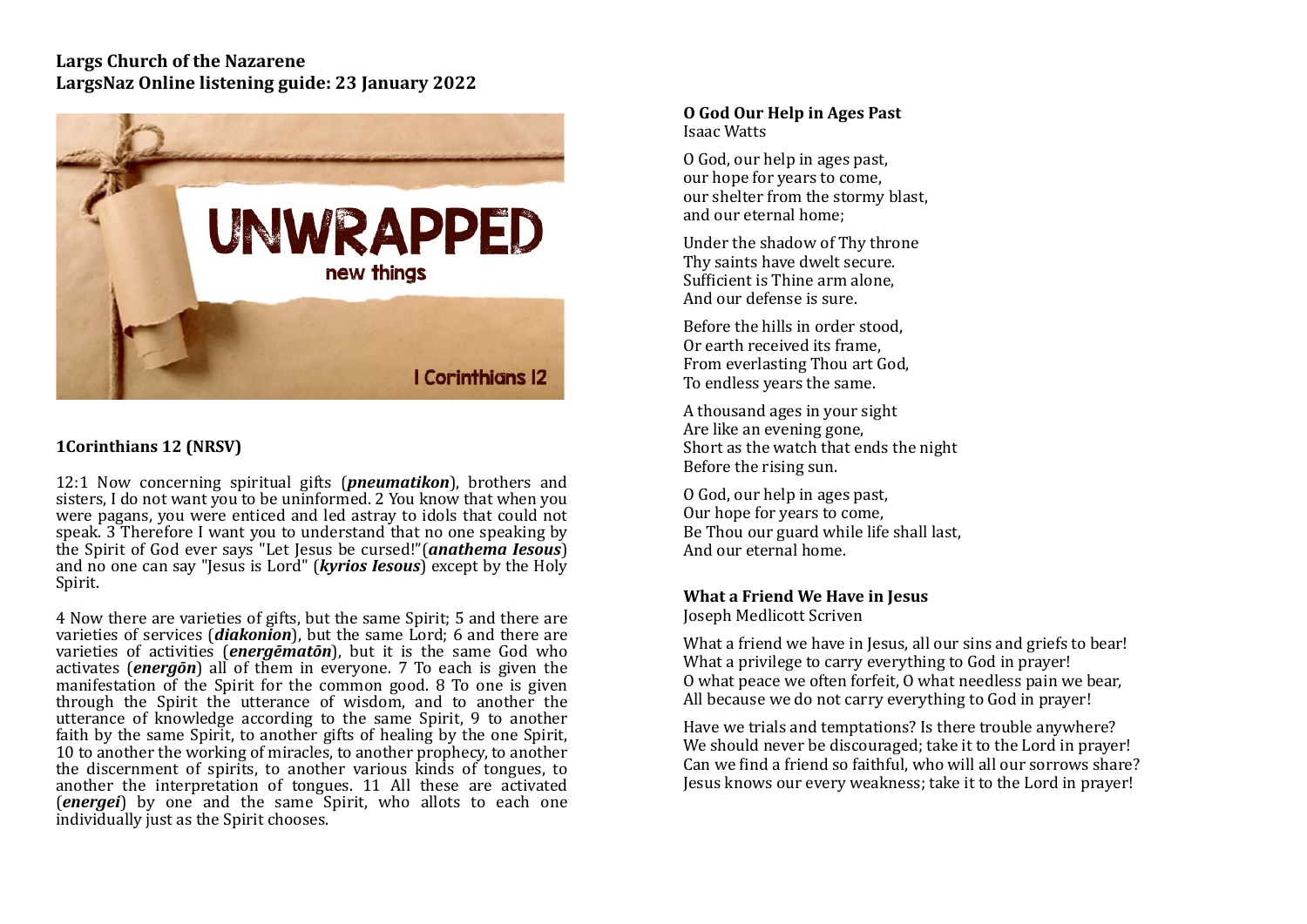**Largs Church of the Nazarene**
**LargsNaz Online listening guide: 23 January 2022**

## 1Corinthians 12 (NRSV)

12:1 Now concerning spiritual gifts (***pneumatikon***), brothers and sisters, I do not want you to be uninformed. 2 You know that when you were pagans, you were enticed and led astray to idols that could not speak. 3 Therefore I want you to understand that no one speaking by the Spirit of God ever says "Let Jesus be cursed!"(***anathema Iesous***) and no one can say "Jesus is Lord" (***kyrios Iesous***) except by the Holy Spirit.

4 Now there are varieties of gifts, but the same Spirit; 5 and there are varieties of services (***diakonion***), but the same Lord; 6 and there are varieties of activities (***energēmatōn***), but it is the same God who activates (***energōn***) all of them in everyone. 7 To each is given the manifestation of the Spirit for the common good. 8 To one is given through the Spirit the utterance of wisdom, and to another the utterance of knowledge according to the same Spirit, 9 to another faith by the same Spirit, to another gifts of healing by the one Spirit, 10 to another the working of miracles, to another prophecy, to another the discernment of spirits, to another various kinds of tongues, to another the interpretation of tongues. 11 All these are activated (***energei***) by one and the same Spirit, who allots to each one individually just as the Spirit chooses.

### O God Our Help in Ages Past
Isaac Watts

O God, our help in ages past,
our hope for years to come,
our shelter from the stormy blast,
and our eternal home;

Under the shadow of Thy throne
Thy saints have dwelt secure.
Sufficient is Thine arm alone,
And our defense is sure.

Before the hills in order stood,
Or earth received its frame,
From everlasting Thou art God,
To endless years the same.

A thousand ages in your sight
Are like an evening gone,
Short as the watch that ends the night
Before the rising sun.

O God, our help in ages past,
Our hope for years to come,
Be Thou our guard while life shall last,
And our eternal home.

### What a Friend We Have in Jesus
Joseph Medlicott Scriven

What a friend we have in Jesus, all our sins and griefs to bear!
What a privilege to carry everything to God in prayer!
O what peace we often forfeit, O what needless pain we bear,
All because we do not carry everything to God in prayer!

Have we trials and temptations? Is there trouble anywhere?
We should never be discouraged; take it to the Lord in prayer!
Can we find a friend so faithful, who will all our sorrows share?
Jesus knows our every weakness; take it to the Lord in prayer!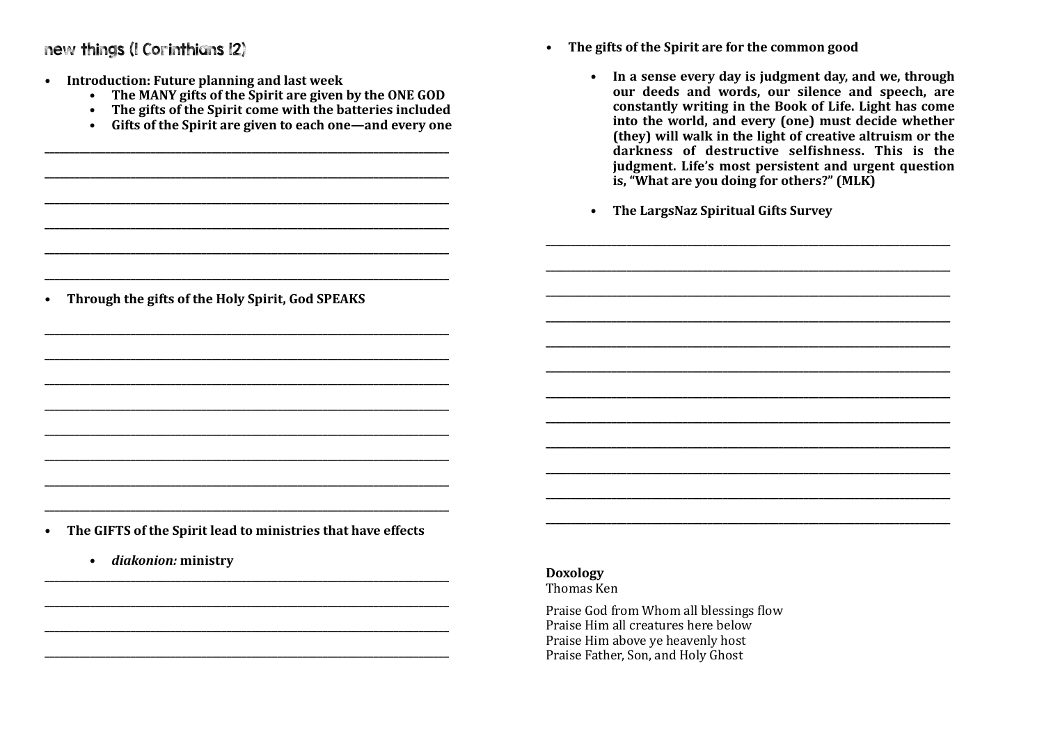## new things (I Corinthians 12)

- **Introduction: Future planning and last week**
  - **The MANY gifts of the Spirit are given by the ONE GOD**
  - **The gifts of the Spirit come with the batteries included**
  - **Gifts of the Spirit are given to each one—and every one**

- **Through the gifts of the Holy Spirit, God SPEAKS**

- **The GIFTS of the Spirit lead to ministries that have effects**
  - ***diakonion:* ministry**

- **The gifts of the Spirit are for the common good**
  - **In a sense every day is judgment day, and we, through our deeds and words, our silence and speech, are constantly writing in the Book of Life. Light has come into the world, and every (one) must decide whether (they) will walk in the light of creative altruism or the darkness of destructive selfishness. This is the judgment. Life's most persistent and urgent question is, "What are you doing for others?" (MLK)**
  - **The LargsNaz Spiritual Gifts Survey**

**Doxology**
Thomas Ken

Praise God from Whom all blessings flow
Praise Him all creatures here below
Praise Him above ye heavenly host
Praise Father, Son, and Holy Ghost